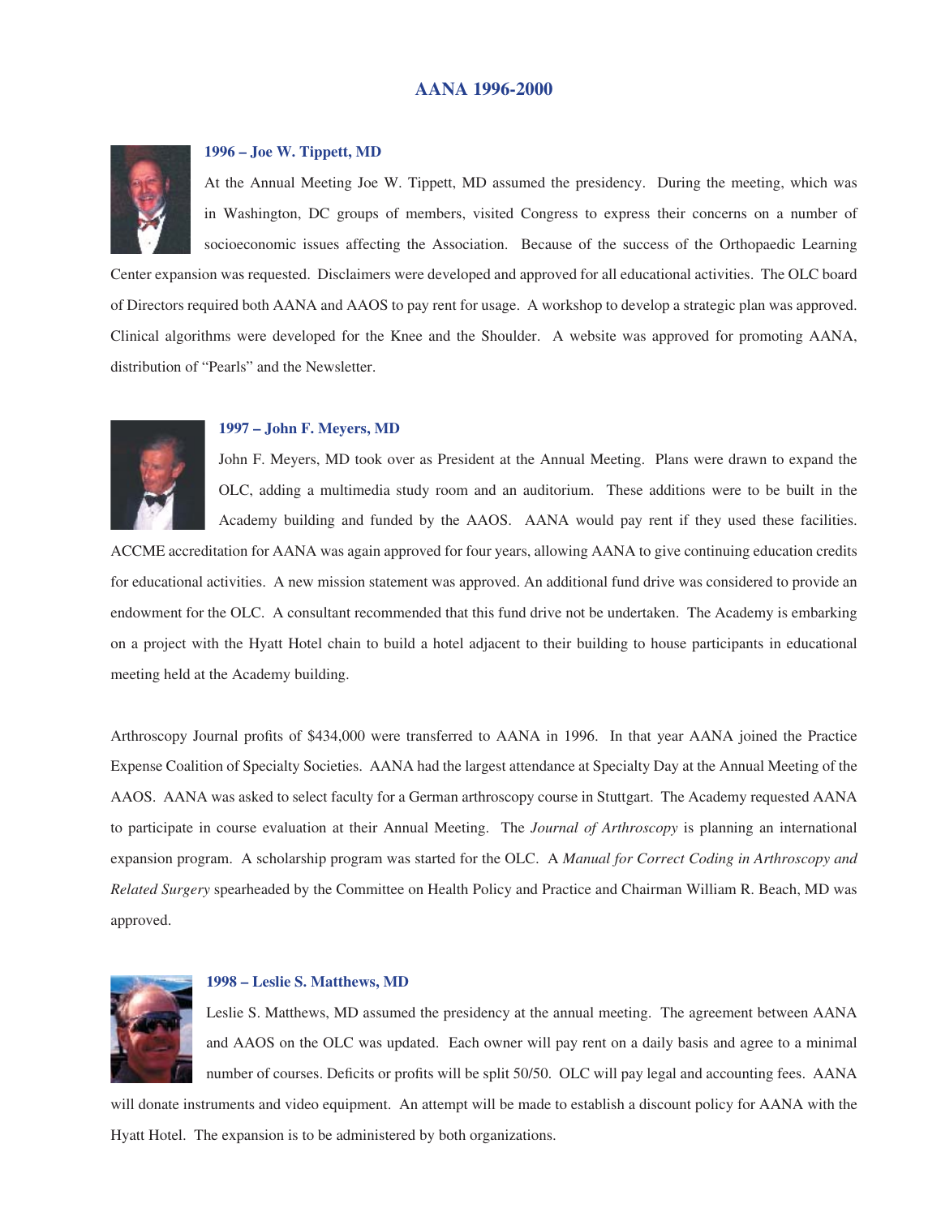# AANA 1996-2000

### 1996 – Joe W. Tippett, MD

At the Annual Meeting Joe W. Tippett, MD assumed the presidency. During the meeting, which was in Washington, DC groups of members, visited Congress to express their concerns on a number of socioeconomic issues affecting the Association. Because of the success of the Orthopaedic Learning Center expansion was requested. Disclaimers were developed and approved for all educational activities. The OLC board of Directors required both AANA and AAOS to pay rent for usage. A workshop to develop a strategic plan was approved. Clinical algorithms were developed for the Knee and the Shoulder. A website was approved for promoting AANA, distribution of "Pearls" and the Newsletter.

### 1997 – John F. Meyers, MD

John F. Meyers, MD took over as President at the Annual Meeting. Plans were drawn to expand the OLC, adding a multimedia study room and an auditorium. These additions were to be built in the Academy building and funded by the AAOS. AANA would pay rent if they used these facilities. ACCME accreditation for AANA was again approved for four years, allowing AANA to give continuing education credits for educational activities. A new mission statement was approved. An additional fund drive was considered to provide an endowment for the OLC. A consultant recommended that this fund drive not be undertaken. The Academy is embarking on a project with the Hyatt Hotel chain to build a hotel adjacent to their building to house participants in educational meeting held at the Academy building.

Arthroscopy Journal profits of $434,000 were transferred to AANA in 1996. In that year AANA joined the Practice Expense Coalition of Specialty Societies. AANA had the largest attendance at Specialty Day at the Annual Meeting of the AAOS. AANA was asked to select faculty for a German arthroscopy course in Stuttgart. The Academy requested AANA to participate in course evaluation at their Annual Meeting. The *Journal of Arthroscopy* is planning an international expansion program. A scholarship program was started for the OLC. A *Manual for Correct Coding in Arthroscopy and Related Surgery* spearheaded by the Committee on Health Policy and Practice and Chairman William R. Beach, MD was approved.

### 1998 – Leslie S. Matthews, MD

Leslie S. Matthews, MD assumed the presidency at the annual meeting. The agreement between AANA and AAOS on the OLC was updated. Each owner will pay rent on a daily basis and agree to a minimal number of courses. Deficits or profits will be split 50/50. OLC will pay legal and accounting fees. AANA will donate instruments and video equipment. An attempt will be made to establish a discount policy for AANA with the Hyatt Hotel. The expansion is to be administered by both organizations.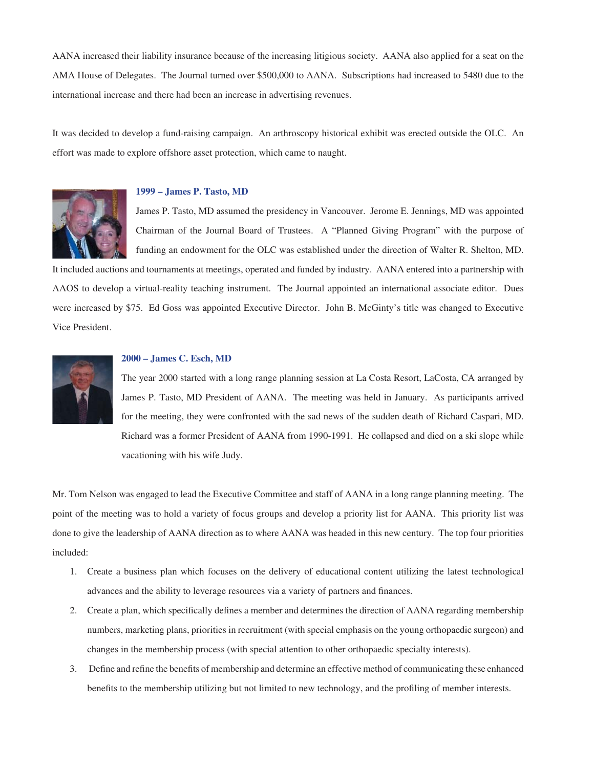AANA increased their liability insurance because of the increasing litigious society. AANA also applied for a seat on the AMA House of Delegates. The Journal turned over $500,000 to AANA. Subscriptions had increased to 5480 due to the international increase and there had been an increase in advertising revenues.

It was decided to develop a fund-raising campaign. An arthroscopy historical exhibit was erected outside the OLC. An effort was made to explore offshore asset protection, which came to naught.

### 1999 – James P. Tasto, MD

James P. Tasto, MD assumed the presidency in Vancouver. Jerome E. Jennings, MD was appointed Chairman of the Journal Board of Trustees. A "Planned Giving Program" with the purpose of funding an endowment for the OLC was established under the direction of Walter R. Shelton, MD. It included auctions and tournaments at meetings, operated and funded by industry. AANA entered into a partnership with AAOS to develop a virtual-reality teaching instrument. The Journal appointed an international associate editor. Dues were increased by $75. Ed Goss was appointed Executive Director. John B. McGinty's title was changed to Executive Vice President.

### 2000 – James C. Esch, MD

The year 2000 started with a long range planning session at La Costa Resort, LaCosta, CA arranged by James P. Tasto, MD President of AANA. The meeting was held in January. As participants arrived for the meeting, they were confronted with the sad news of the sudden death of Richard Caspari, MD. Richard was a former President of AANA from 1990-1991. He collapsed and died on a ski slope while vacationing with his wife Judy.

Mr. Tom Nelson was engaged to lead the Executive Committee and staff of AANA in a long range planning meeting. The point of the meeting was to hold a variety of focus groups and develop a priority list for AANA. This priority list was done to give the leadership of AANA direction as to where AANA was headed in this new century. The top four priorities included:

1. Create a business plan which focuses on the delivery of educational content utilizing the latest technological advances and the ability to leverage resources via a variety of partners and finances.
2. Create a plan, which specifically defines a member and determines the direction of AANA regarding membership numbers, marketing plans, priorities in recruitment (with special emphasis on the young orthopaedic surgeon) and changes in the membership process (with special attention to other orthopaedic specialty interests).
3. Define and refine the benefits of membership and determine an effective method of communicating these enhanced benefits to the membership utilizing but not limited to new technology, and the profiling of member interests.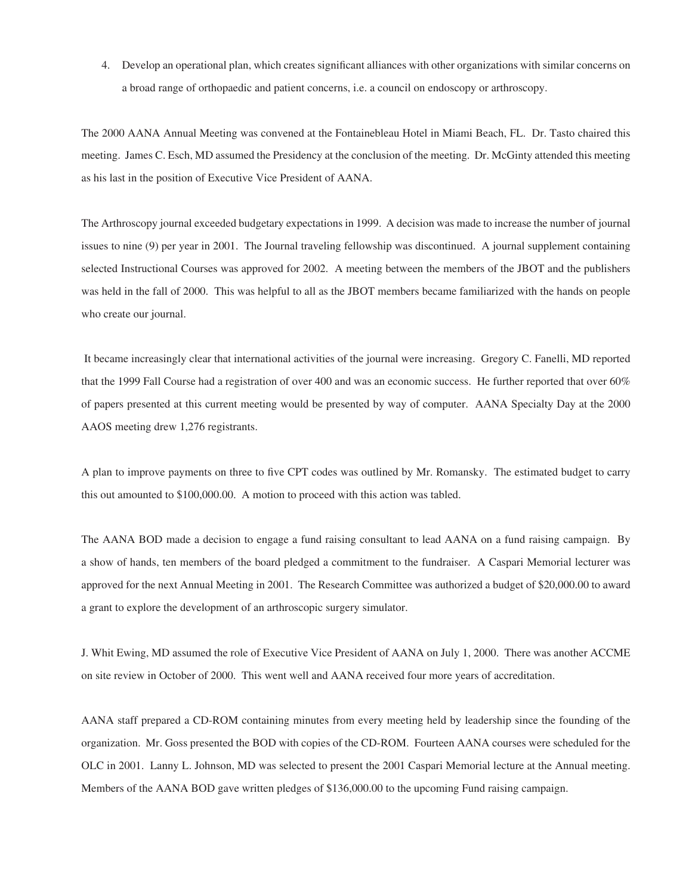4. Develop an operational plan, which creates significant alliances with other organizations with similar concerns on a broad range of orthopaedic and patient concerns, i.e. a council on endoscopy or arthroscopy.

The 2000 AANA Annual Meeting was convened at the Fontainebleau Hotel in Miami Beach, FL. Dr. Tasto chaired this meeting. James C. Esch, MD assumed the Presidency at the conclusion of the meeting. Dr. McGinty attended this meeting as his last in the position of Executive Vice President of AANA.

The Arthroscopy journal exceeded budgetary expectations in 1999. A decision was made to increase the number of journal issues to nine (9) per year in 2001. The Journal traveling fellowship was discontinued. A journal supplement containing selected Instructional Courses was approved for 2002. A meeting between the members of the JBOT and the publishers was held in the fall of 2000. This was helpful to all as the JBOT members became familiarized with the hands on people who create our journal.

It became increasingly clear that international activities of the journal were increasing. Gregory C. Fanelli, MD reported that the 1999 Fall Course had a registration of over 400 and was an economic success. He further reported that over 60% of papers presented at this current meeting would be presented by way of computer. AANA Specialty Day at the 2000 AAOS meeting drew 1,276 registrants.

A plan to improve payments on three to five CPT codes was outlined by Mr. Romansky. The estimated budget to carry this out amounted to $100,000.00. A motion to proceed with this action was tabled.

The AANA BOD made a decision to engage a fund raising consultant to lead AANA on a fund raising campaign. By a show of hands, ten members of the board pledged a commitment to the fundraiser. A Caspari Memorial lecturer was approved for the next Annual Meeting in 2001. The Research Committee was authorized a budget of $20,000.00 to award a grant to explore the development of an arthroscopic surgery simulator.

J. Whit Ewing, MD assumed the role of Executive Vice President of AANA on July 1, 2000. There was another ACCME on site review in October of 2000. This went well and AANA received four more years of accreditation.

AANA staff prepared a CD-ROM containing minutes from every meeting held by leadership since the founding of the organization. Mr. Goss presented the BOD with copies of the CD-ROM. Fourteen AANA courses were scheduled for the OLC in 2001. Lanny L. Johnson, MD was selected to present the 2001 Caspari Memorial lecture at the Annual meeting. Members of the AANA BOD gave written pledges of $136,000.00 to the upcoming Fund raising campaign.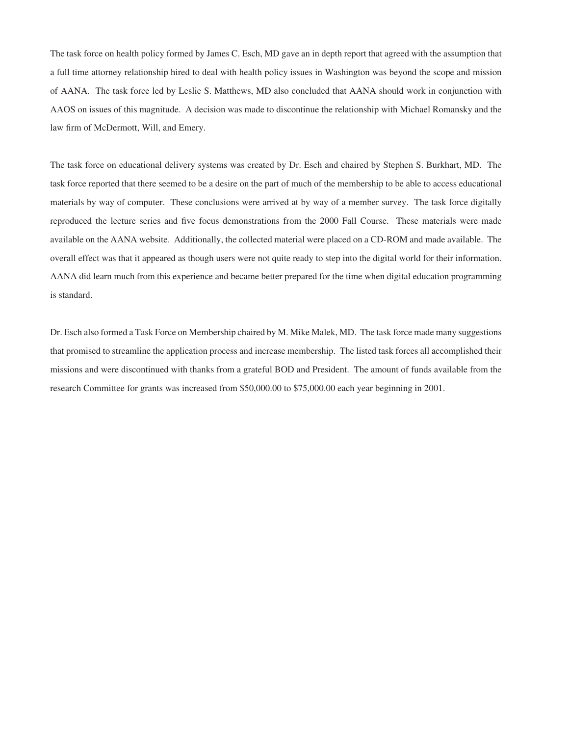The task force on health policy formed by James C. Esch, MD gave an in depth report that agreed with the assumption that a full time attorney relationship hired to deal with health policy issues in Washington was beyond the scope and mission of AANA. The task force led by Leslie S. Matthews, MD also concluded that AANA should work in conjunction with AAOS on issues of this magnitude. A decision was made to discontinue the relationship with Michael Romansky and the law firm of McDermott, Will, and Emery.

The task force on educational delivery systems was created by Dr. Esch and chaired by Stephen S. Burkhart, MD. The task force reported that there seemed to be a desire on the part of much of the membership to be able to access educational materials by way of computer. These conclusions were arrived at by way of a member survey. The task force digitally reproduced the lecture series and five focus demonstrations from the 2000 Fall Course. These materials were made available on the AANA website. Additionally, the collected material were placed on a CD-ROM and made available. The overall effect was that it appeared as though users were not quite ready to step into the digital world for their information. AANA did learn much from this experience and became better prepared for the time when digital education programming is standard.

Dr. Esch also formed a Task Force on Membership chaired by M. Mike Malek, MD. The task force made many suggestions that promised to streamline the application process and increase membership. The listed task forces all accomplished their missions and were discontinued with thanks from a grateful BOD and President. The amount of funds available from the research Committee for grants was increased from $50,000.00 to $75,000.00 each year beginning in 2001.